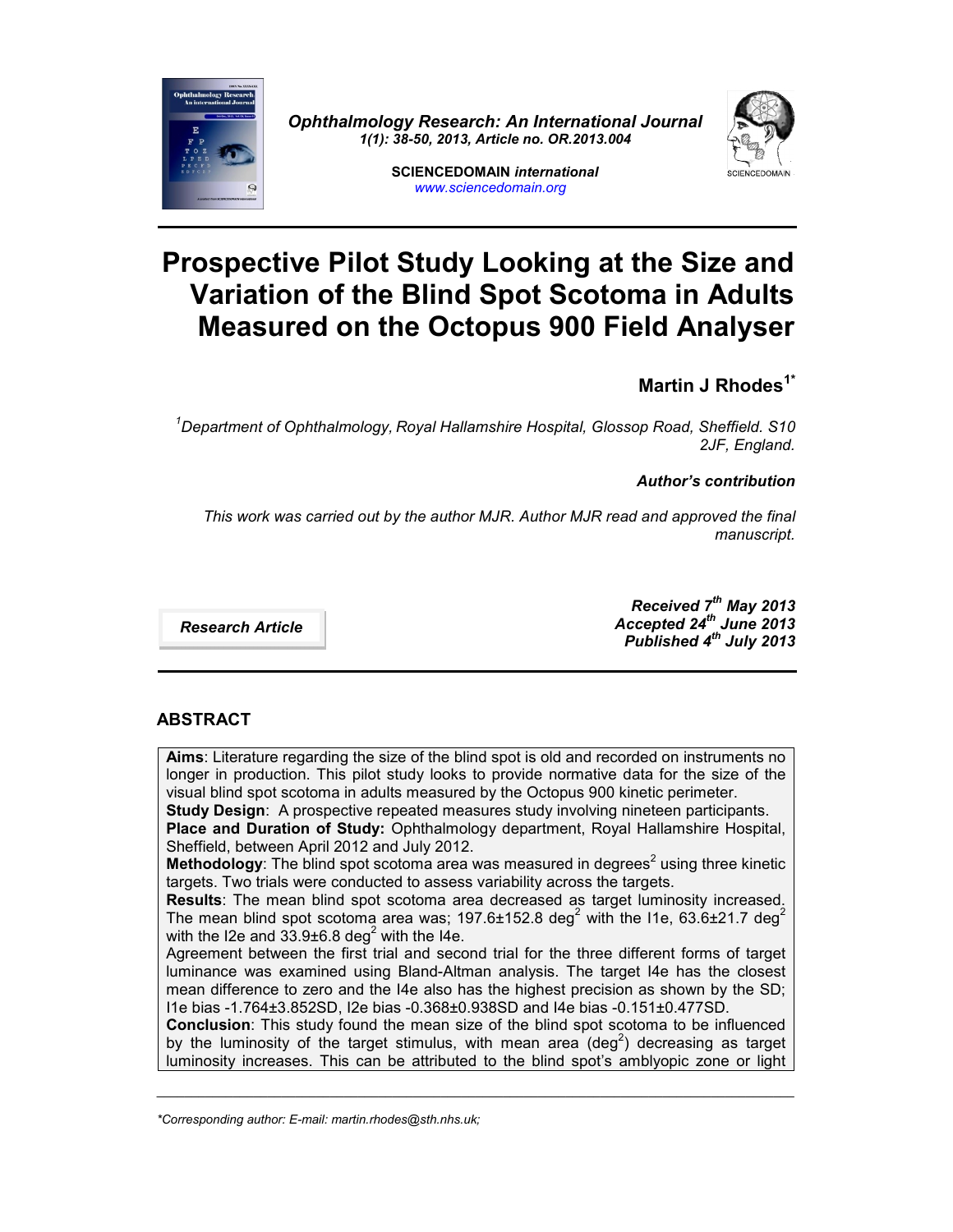# Prospective Pilot Study Looking at the Size and Variation of the Blind Spot Scotoma in Adults Measured on the Octopus 900 Field Analyser

**Martin J Rhodes**[1*]

*[1]Department of Ophthalmology, Royal Hallamshire Hospital, Glossop Road, Sheffield. S10 2JF, England.*

***Author's contribution***

*This work was carried out by the author MJR. Author MJR read and approved the final manuscript.*

***Research Article***

***Received 7th May 2013***
***Accepted 24th June 2013***
***Published 4th July 2013***

## ABSTRACT

**Aims**: Literature regarding the size of the blind spot is old and recorded on instruments no longer in production. This pilot study looks to provide normative data for the size of the visual blind spot scotoma in adults measured by the Octopus 900 kinetic perimeter.

**Study Design**: A prospective repeated measures study involving nineteen participants.

**Place and Duration of Study:** Ophthalmology department, Royal Hallamshire Hospital, Sheffield, between April 2012 and July 2012.

**Methodology**: The blind spot scotoma area was measured in degrees$^2$ using three kinetic targets. Two trials were conducted to assess variability across the targets.

**Results**: The mean blind spot scotoma area decreased as target luminosity increased. The mean blind spot scotoma area was; 197.6±152.8 deg$^2$ with the I1e, 63.6±21.7 deg$^2$ with the I2e and 33.9±6.8 deg$^2$ with the I4e.

Agreement between the first trial and second trial for the three different forms of target luminance was examined using Bland-Altman analysis. The target I4e has the closest mean difference to zero and the I4e also has the highest precision as shown by the SD; I1e bias -1.764±3.852SD, I2e bias -0.368±0.938SD and I4e bias -0.151±0.477SD.

**Conclusion**: This study found the mean size of the blind spot scotoma to be influenced by the luminosity of the target stimulus, with mean area (deg$^2$) decreasing as target luminosity increases. This can be attributed to the blind spot's amblyopic zone or light

---

*\*Corresponding author: E-mail: martin.rhodes@sth.nhs.uk;*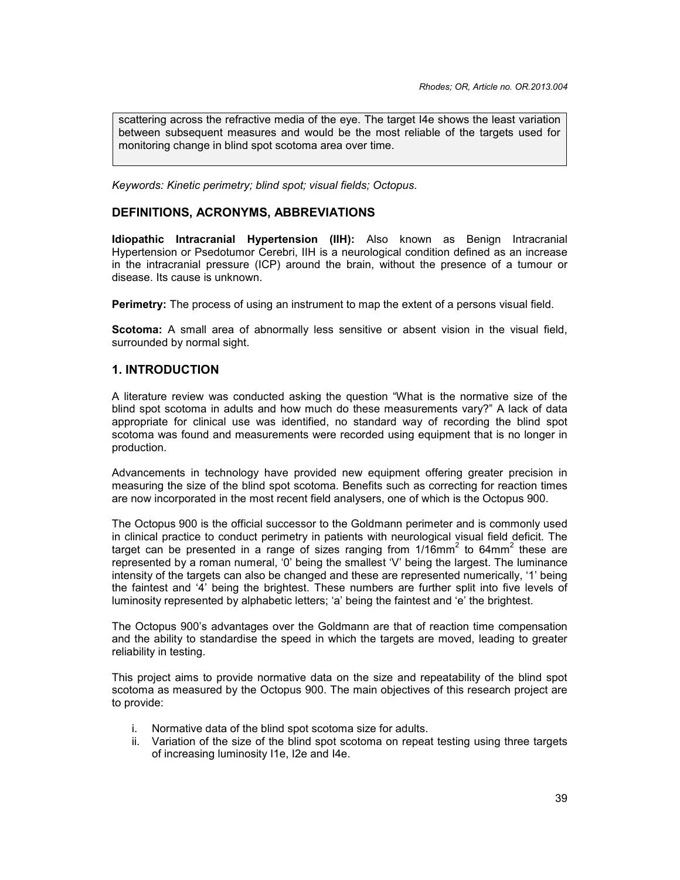scattering across the refractive media of the eye. The target I4e shows the least variation between subsequent measures and would be the most reliable of the targets used for monitoring change in blind spot scotoma area over time.

*Keywords: Kinetic perimetry; blind spot; visual fields; Octopus.*

## DEFINITIONS, ACRONYMS, ABBREVIATIONS

**Idiopathic Intracranial Hypertension (IIH):** Also known as Benign Intracranial Hypertension or Psedotumor Cerebri, IIH is a neurological condition defined as an increase in the intracranial pressure (ICP) around the brain, without the presence of a tumour or disease. Its cause is unknown.

**Perimetry:** The process of using an instrument to map the extent of a persons visual field.

**Scotoma:** A small area of abnormally less sensitive or absent vision in the visual field, surrounded by normal sight.

## 1. INTRODUCTION

A literature review was conducted asking the question "What is the normative size of the blind spot scotoma in adults and how much do these measurements vary?" A lack of data appropriate for clinical use was identified, no standard way of recording the blind spot scotoma was found and measurements were recorded using equipment that is no longer in production.

Advancements in technology have provided new equipment offering greater precision in measuring the size of the blind spot scotoma. Benefits such as correcting for reaction times are now incorporated in the most recent field analysers, one of which is the Octopus 900.

The Octopus 900 is the official successor to the Goldmann perimeter and is commonly used in clinical practice to conduct perimetry in patients with neurological visual field deficit. The target can be presented in a range of sizes ranging from $1/16mm^2$ to $64mm^2$ these are represented by a roman numeral, '0' being the smallest 'V' being the largest. The luminance intensity of the targets can also be changed and these are represented numerically, '1' being the faintest and '4' being the brightest. These numbers are further split into five levels of luminosity represented by alphabetic letters; 'a' being the faintest and 'e' the brightest.

The Octopus 900's advantages over the Goldmann are that of reaction time compensation and the ability to standardise the speed in which the targets are moved, leading to greater reliability in testing.

This project aims to provide normative data on the size and repeatability of the blind spot scotoma as measured by the Octopus 900. The main objectives of this research project are to provide:

i. Normative data of the blind spot scotoma size for adults.
ii. Variation of the size of the blind spot scotoma on repeat testing using three targets of increasing luminosity I1e, I2e and I4e.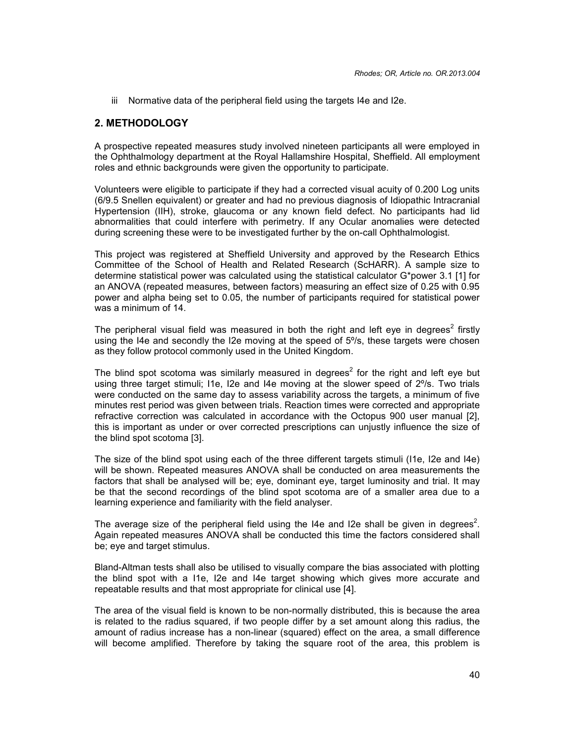iii Normative data of the peripheral field using the targets I4e and I2e.

## 2. METHODOLOGY

A prospective repeated measures study involved nineteen participants all were employed in the Ophthalmology department at the Royal Hallamshire Hospital, Sheffield. All employment roles and ethnic backgrounds were given the opportunity to participate.

Volunteers were eligible to participate if they had a corrected visual acuity of 0.200 Log units (6/9.5 Snellen equivalent) or greater and had no previous diagnosis of Idiopathic Intracranial Hypertension (IIH), stroke, glaucoma or any known field defect. No participants had lid abnormalities that could interfere with perimetry. If any Ocular anomalies were detected during screening these were to be investigated further by the on-call Ophthalmologist.

This project was registered at Sheffield University and approved by the Research Ethics Committee of the School of Health and Related Research (ScHARR). A sample size to determine statistical power was calculated using the statistical calculator G*power 3.1 [1] for an ANOVA (repeated measures, between factors) measuring an effect size of 0.25 with 0.95 power and alpha being set to 0.05, the number of participants required for statistical power was a minimum of 14.

The peripheral visual field was measured in both the right and left eye in degrees$^2$ firstly using the I4e and secondly the I2e moving at the speed of 5º/s, these targets were chosen as they follow protocol commonly used in the United Kingdom.

The blind spot scotoma was similarly measured in degrees$^2$ for the right and left eye but using three target stimuli; I1e, I2e and I4e moving at the slower speed of 2º/s. Two trials were conducted on the same day to assess variability across the targets, a minimum of five minutes rest period was given between trials. Reaction times were corrected and appropriate refractive correction was calculated in accordance with the Octopus 900 user manual [2], this is important as under or over corrected prescriptions can unjustly influence the size of the blind spot scotoma [3].

The size of the blind spot using each of the three different targets stimuli (I1e, I2e and I4e) will be shown. Repeated measures ANOVA shall be conducted on area measurements the factors that shall be analysed will be; eye, dominant eye, target luminosity and trial. It may be that the second recordings of the blind spot scotoma are of a smaller area due to a learning experience and familiarity with the field analyser.

The average size of the peripheral field using the I4e and I2e shall be given in degrees$^2$. Again repeated measures ANOVA shall be conducted this time the factors considered shall be; eye and target stimulus.

Bland-Altman tests shall also be utilised to visually compare the bias associated with plotting the blind spot with a I1e, I2e and I4e target showing which gives more accurate and repeatable results and that most appropriate for clinical use [4].

The area of the visual field is known to be non-normally distributed, this is because the area is related to the radius squared, if two people differ by a set amount along this radius, the amount of radius increase has a non-linear (squared) effect on the area, a small difference will become amplified. Therefore by taking the square root of the area, this problem is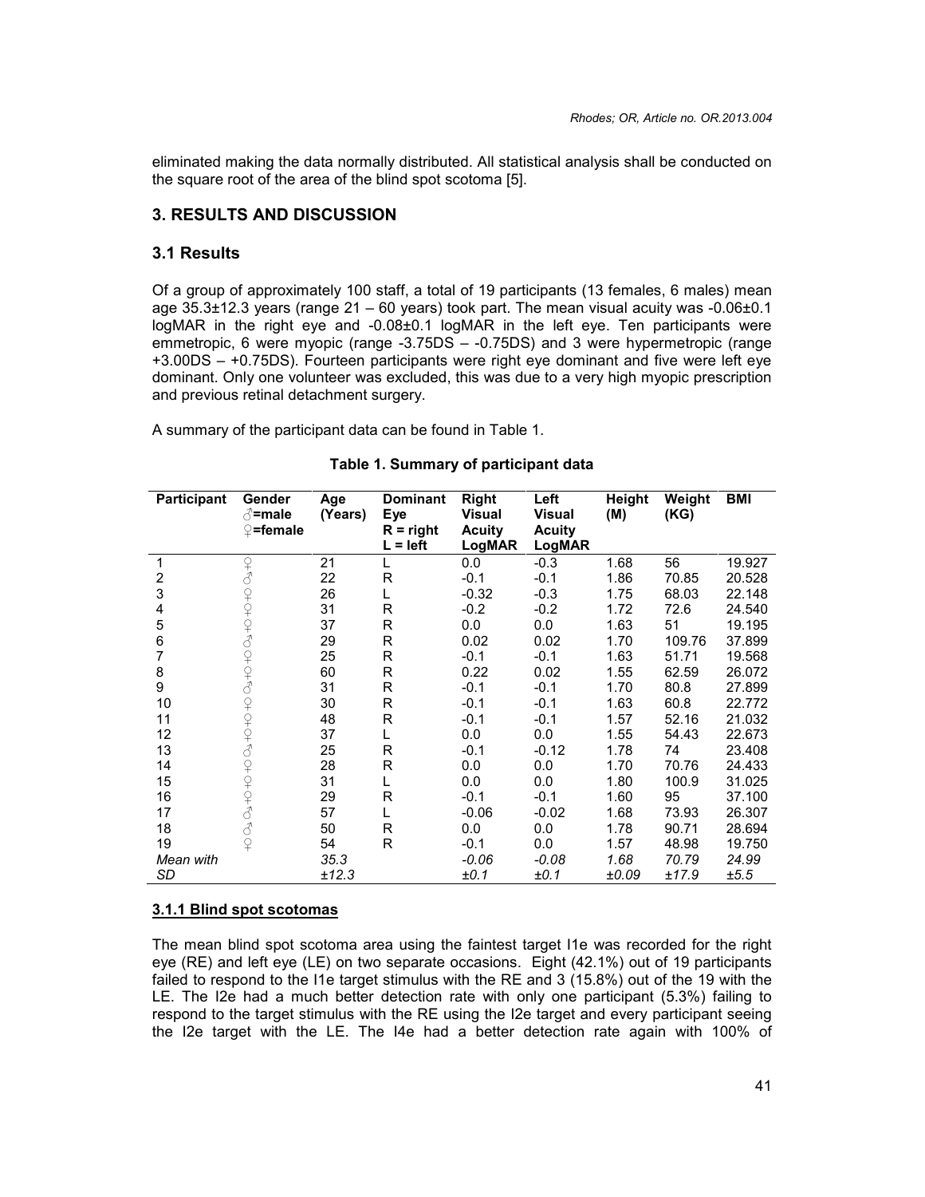eliminated making the data normally distributed. All statistical analysis shall be conducted on the square root of the area of the blind spot scotoma [5].

## 3. RESULTS AND DISCUSSION

### 3.1 Results

Of a group of approximately 100 staff, a total of 19 participants (13 females, 6 males) mean age 35.3±12.3 years (range 21 – 60 years) took part. The mean visual acuity was -0.06±0.1 logMAR in the right eye and -0.08±0.1 logMAR in the left eye. Ten participants were emmetropic, 6 were myopic (range -3.75DS – -0.75DS) and 3 were hypermetropic (range +3.00DS – +0.75DS). Fourteen participants were right eye dominant and five were left eye dominant. Only one volunteer was excluded, this was due to a very high myopic prescription and previous retinal detachment surgery.

A summary of the participant data can be found in Table 1.

**Table 1. Summary of participant data**

| Participant | Gender ♂=male ♀=female | Age (Years) | Dominant Eye R = right L = left | Right Visual Acuity LogMAR | Left Visual Acuity LogMAR | Height (M) | Weight (KG) | BMI |
|---|---|---|---|---|---|---|---|---|
| 1 | ♀ | 21 | L | 0.0 | -0.3 | 1.68 | 56 | 19.927 |
| 2 | ♂ | 22 | R | -0.1 | -0.1 | 1.86 | 70.85 | 20.528 |
| 3 | ♀ | 26 | L | -0.32 | -0.3 | 1.75 | 68.03 | 22.148 |
| 4 | ♀ | 31 | R | -0.2 | -0.2 | 1.72 | 72.6 | 24.540 |
| 5 | ♀ | 37 | R | 0.0 | 0.0 | 1.63 | 51 | 19.195 |
| 6 | ♂ | 29 | R | 0.02 | 0.02 | 1.70 | 109.76 | 37.899 |
| 7 | ♀ | 25 | R | -0.1 | -0.1 | 1.63 | 51.71 | 19.568 |
| 8 | ♀ | 60 | R | 0.22 | 0.02 | 1.55 | 62.59 | 26.072 |
| 9 | ♂ | 31 | R | -0.1 | -0.1 | 1.70 | 80.8 | 27.899 |
| 10 | ♀ | 30 | R | -0.1 | -0.1 | 1.63 | 60.8 | 22.772 |
| 11 | ♀ | 48 | R | -0.1 | -0.1 | 1.57 | 52.16 | 21.032 |
| 12 | ♀ | 37 | L | 0.0 | 0.0 | 1.55 | 54.43 | 22.673 |
| 13 | ♂ | 25 | R | -0.1 | -0.12 | 1.78 | 74 | 23.408 |
| 14 | ♀ | 28 | R | 0.0 | 0.0 | 1.70 | 70.76 | 24.433 |
| 15 | ♀ | 31 | L | 0.0 | 0.0 | 1.80 | 100.9 | 31.025 |
| 16 | ♀ | 29 | R | -0.1 | -0.1 | 1.60 | 95 | 37.100 |
| 17 | ♂ | 57 | L | -0.06 | -0.02 | 1.68 | 73.93 | 26.307 |
| 18 | ♂ | 50 | R | 0.0 | 0.0 | 1.78 | 90.71 | 28.694 |
| 19 | ♀ | 54 | R | -0.1 | 0.0 | 1.57 | 48.98 | 19.750 |
| *Mean with SD* | | *35.3 ±12.3* | | *-0.06 ±0.1* | *-0.08 ±0.1* | *1.68 ±0.09* | *70.79 ±17.9* | *24.99 ±5.5* |

#### 3.1.1 Blind spot scotomas

The mean blind spot scotoma area using the faintest target I1e was recorded for the right eye (RE) and left eye (LE) on two separate occasions. Eight (42.1%) out of 19 participants failed to respond to the I1e target stimulus with the RE and 3 (15.8%) out of the 19 with the LE. The I2e had a much better detection rate with only one participant (5.3%) failing to respond to the target stimulus with the RE using the I2e target and every participant seeing the I2e target with the LE. The I4e had a better detection rate again with 100% of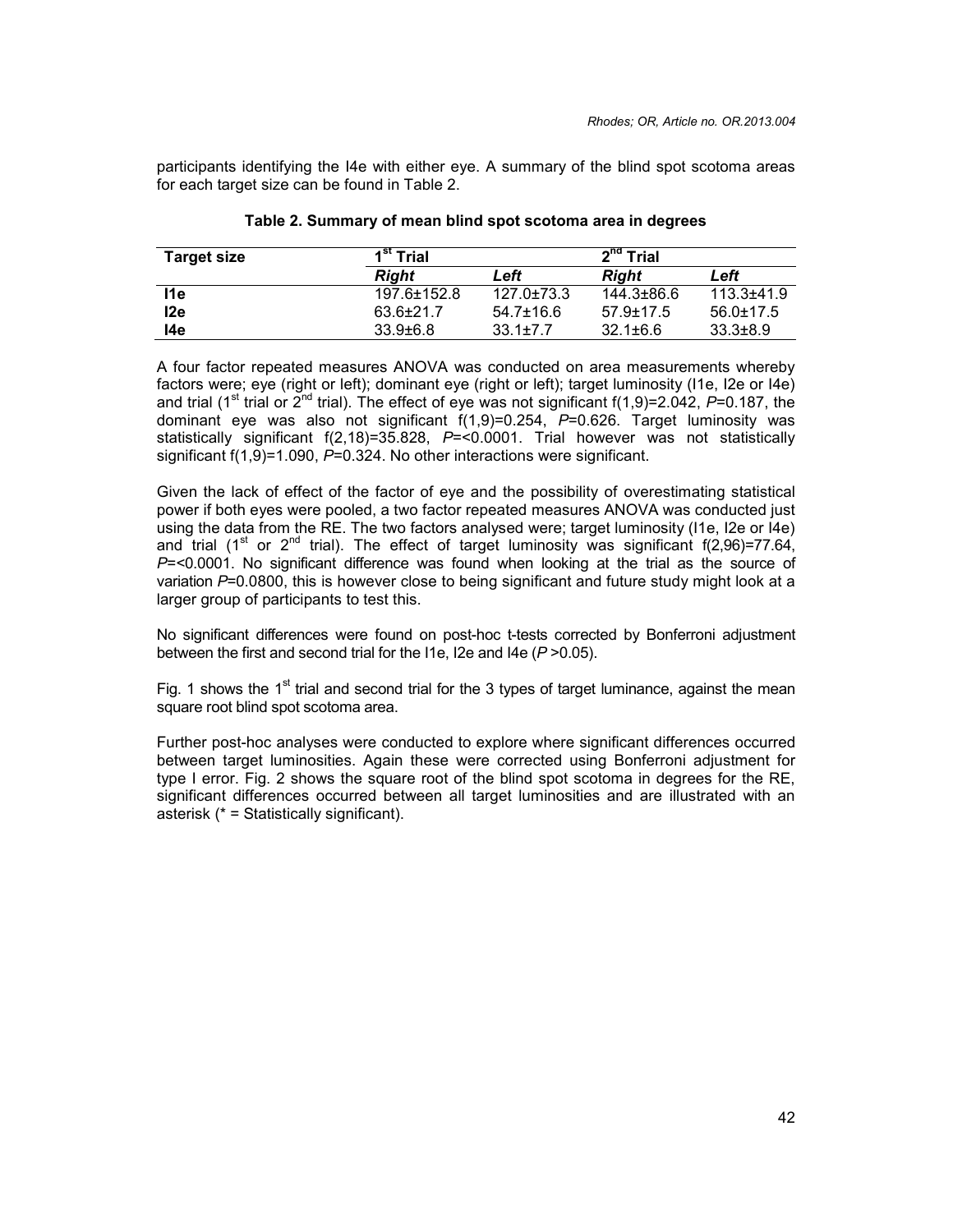participants identifying the I4e with either eye. A summary of the blind spot scotoma areas for each target size can be found in Table 2.

**Table 2. Summary of mean blind spot scotoma area in degrees**

| Target size | 1st Trial | | 2nd Trial | |
|---|---|---|---|---|
| | ***Right*** | ***Left*** | ***Right*** | ***Left*** |
| **I1e** | 197.6±152.8 | 127.0±73.3 | 144.3±86.6 | 113.3±41.9 |
| **I2e** | 63.6±21.7 | 54.7±16.6 | 57.9±17.5 | 56.0±17.5 |
| **I4e** | 33.9±6.8 | 33.1±7.7 | 32.1±6.6 | 33.3±8.9 |

A four factor repeated measures ANOVA was conducted on area measurements whereby factors were; eye (right or left); dominant eye (right or left); target luminosity (I1e, I2e or I4e) and trial (1st trial or 2nd trial). The effect of eye was not significant $f(1,9)=2.042$, $P=0.187$, the dominant eye was also not significant $f(1,9)=0.254$, $P=0.626$. Target luminosity was statistically significant $f(2,18)=35.828$, $P=<0.0001$. Trial however was not statistically significant $f(1,9)=1.090$, $P=0.324$. No other interactions were significant.

Given the lack of effect of the factor of eye and the possibility of overestimating statistical power if both eyes were pooled, a two factor repeated measures ANOVA was conducted just using the data from the RE. The two factors analysed were; target luminosity (I1e, I2e or I4e) and trial (1st or 2nd trial). The effect of target luminosity was significant $f(2,96)=77.64$, $P=<0.0001$. No significant difference was found when looking at the trial as the source of variation $P=0.0800$, this is however close to being significant and future study might look at a larger group of participants to test this.

No significant differences were found on post-hoc t-tests corrected by Bonferroni adjustment between the first and second trial for the I1e, I2e and I4e ($P>0.05$).

Fig. 1 shows the 1st trial and second trial for the 3 types of target luminance, against the mean square root blind spot scotoma area.

Further post-hoc analyses were conducted to explore where significant differences occurred between target luminosities. Again these were corrected using Bonferroni adjustment for type I error. Fig. 2 shows the square root of the blind spot scotoma in degrees for the RE, significant differences occurred between all target luminosities and are illustrated with an asterisk (* = Statistically significant).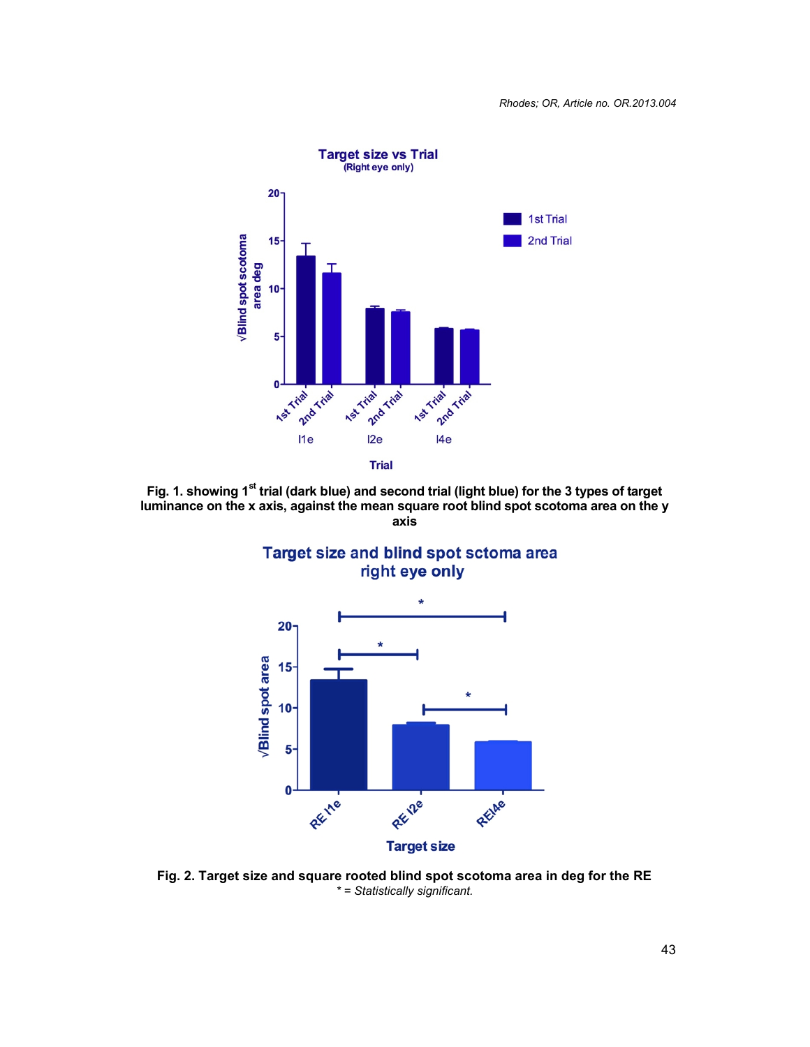**Fig. 1. showing 1st trial (dark blue) and second trial (light blue) for the 3 types of target luminance on the x axis, against the mean square root blind spot scotoma area on the y axis**

**Fig. 2. Target size and square rooted blind spot scotoma area in deg for the RE**
*\* = Statistically significant.*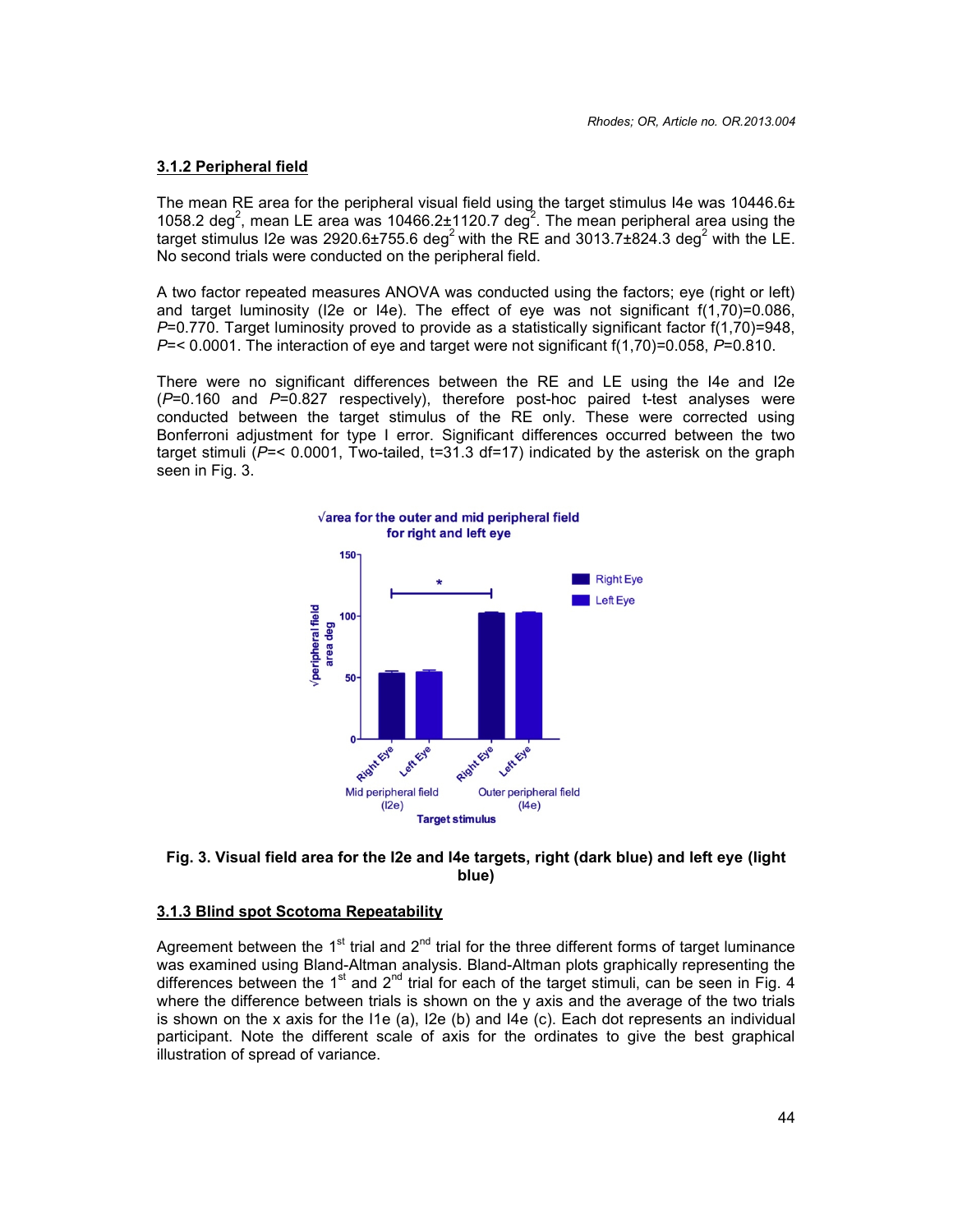### 3.1.2 Peripheral field

The mean RE area for the peripheral visual field using the target stimulus I4e was 10446.6± 1058.2 deg$^2$, mean LE area was 10466.2±1120.7 deg$^2$. The mean peripheral area using the target stimulus I2e was 2920.6±755.6 deg$^2$ with the RE and 3013.7±824.3 deg$^2$ with the LE. No second trials were conducted on the peripheral field.

A two factor repeated measures ANOVA was conducted using the factors; eye (right or left) and target luminosity (I2e or I4e). The effect of eye was not significant $f(1,70)=0.086$, $P=0.770$. Target luminosity proved to provide as a statistically significant factor $f(1,70)=948$, $P=< 0.0001$. The interaction of eye and target were not significant $f(1,70)=0.058$, $P=0.810$.

There were no significant differences between the RE and LE using the I4e and I2e ($P=0.160$ and $P=0.827$ respectively), therefore post-hoc paired t-test analyses were conducted between the target stimulus of the RE only. These were corrected using Bonferroni adjustment for type I error. Significant differences occurred between the two target stimuli ($P=< 0.0001$, Two-tailed, $t=31.3$ $df=17$) indicated by the asterisk on the graph seen in Fig. 3.

**Fig. 3. Visual field area for the I2e and I4e targets, right (dark blue) and left eye (light blue)**

### 3.1.3 Blind spot Scotoma Repeatability

Agreement between the 1st trial and 2nd trial for the three different forms of target luminance was examined using Bland-Altman analysis. Bland-Altman plots graphically representing the differences between the 1st and 2nd trial for each of the target stimuli, can be seen in Fig. 4 where the difference between trials is shown on the y axis and the average of the two trials is shown on the x axis for the I1e (a), I2e (b) and I4e (c). Each dot represents an individual participant. Note the different scale of axis for the ordinates to give the best graphical illustration of spread of variance.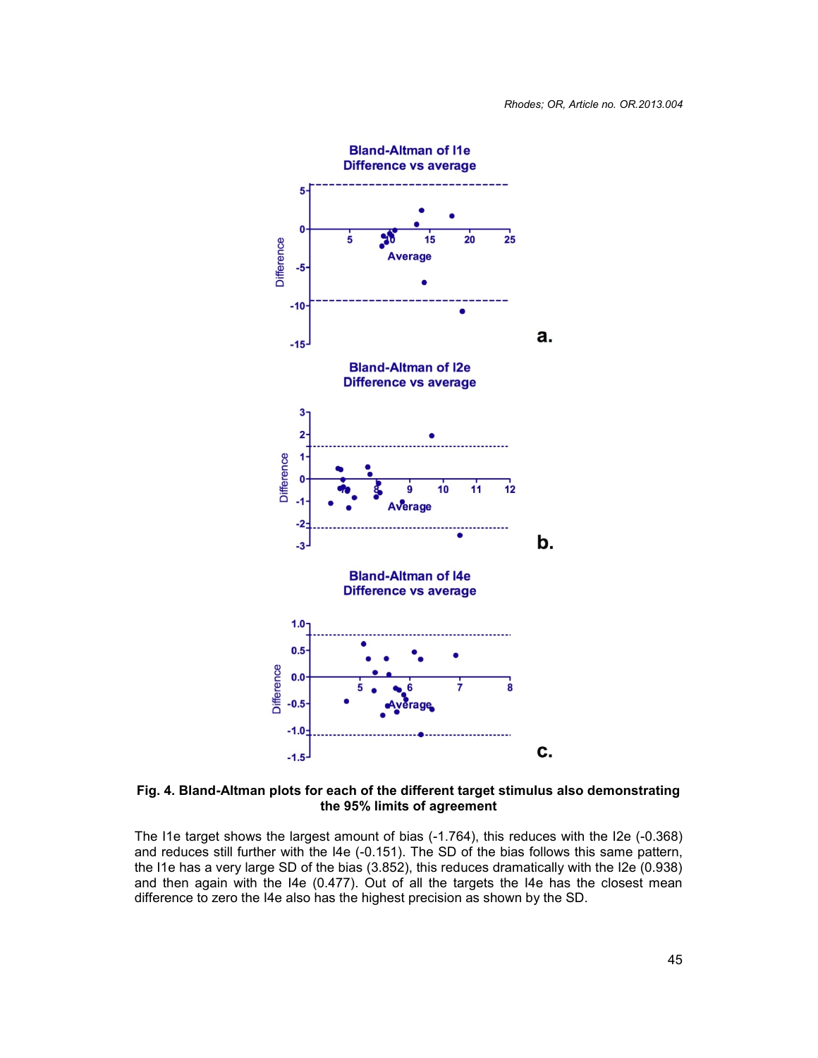**Fig. 4. Bland-Altman plots for each of the different target stimulus also demonstrating the 95% limits of agreement**

The I1e target shows the largest amount of bias (-1.764), this reduces with the I2e (-0.368) and reduces still further with the I4e (-0.151). The SD of the bias follows this same pattern, the I1e has a very large SD of the bias (3.852), this reduces dramatically with the I2e (0.938) and then again with the I4e (0.477). Out of all the targets the I4e has the closest mean difference to zero the I4e also has the highest precision as shown by the SD.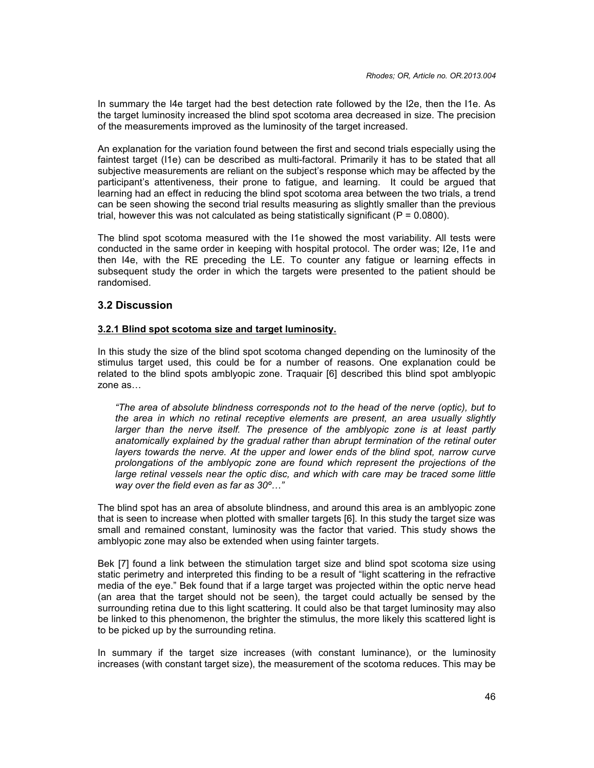In summary the I4e target had the best detection rate followed by the I2e, then the I1e. As the target luminosity increased the blind spot scotoma area decreased in size. The precision of the measurements improved as the luminosity of the target increased.

An explanation for the variation found between the first and second trials especially using the faintest target (I1e) can be described as multi-factoral. Primarily it has to be stated that all subjective measurements are reliant on the subject's response which may be affected by the participant's attentiveness, their prone to fatigue, and learning. It could be argued that learning had an effect in reducing the blind spot scotoma area between the two trials, a trend can be seen showing the second trial results measuring as slightly smaller than the previous trial, however this was not calculated as being statistically significant ($P = 0.0800$).

The blind spot scotoma measured with the I1e showed the most variability. All tests were conducted in the same order in keeping with hospital protocol. The order was; I2e, I1e and then I4e, with the RE preceding the LE. To counter any fatigue or learning effects in subsequent study the order in which the targets were presented to the patient should be randomised.

## 3.2 Discussion

### 3.2.1 Blind spot scotoma size and target luminosity.

In this study the size of the blind spot scotoma changed depending on the luminosity of the stimulus target used, this could be for a number of reasons. One explanation could be related to the blind spots amblyopic zone. Traquair [6] described this blind spot amblyopic zone as…

> *"The area of absolute blindness corresponds not to the head of the nerve (optic), but to the area in which no retinal receptive elements are present, an area usually slightly larger than the nerve itself. The presence of the amblyopic zone is at least partly anatomically explained by the gradual rather than abrupt termination of the retinal outer layers towards the nerve. At the upper and lower ends of the blind spot, narrow curve prolongations of the amblyopic zone are found which represent the projections of the large retinal vessels near the optic disc, and which with care may be traced some little way over the field even as far as 30º…"*

The blind spot has an area of absolute blindness, and around this area is an amblyopic zone that is seen to increase when plotted with smaller targets [6]. In this study the target size was small and remained constant, luminosity was the factor that varied. This study shows the amblyopic zone may also be extended when using fainter targets.

Bek [7] found a link between the stimulation target size and blind spot scotoma size using static perimetry and interpreted this finding to be a result of "light scattering in the refractive media of the eye." Bek found that if a large target was projected within the optic nerve head (an area that the target should not be seen), the target could actually be sensed by the surrounding retina due to this light scattering. It could also be that target luminosity may also be linked to this phenomenon, the brighter the stimulus, the more likely this scattered light is to be picked up by the surrounding retina.

In summary if the target size increases (with constant luminance), or the luminosity increases (with constant target size), the measurement of the scotoma reduces. This may be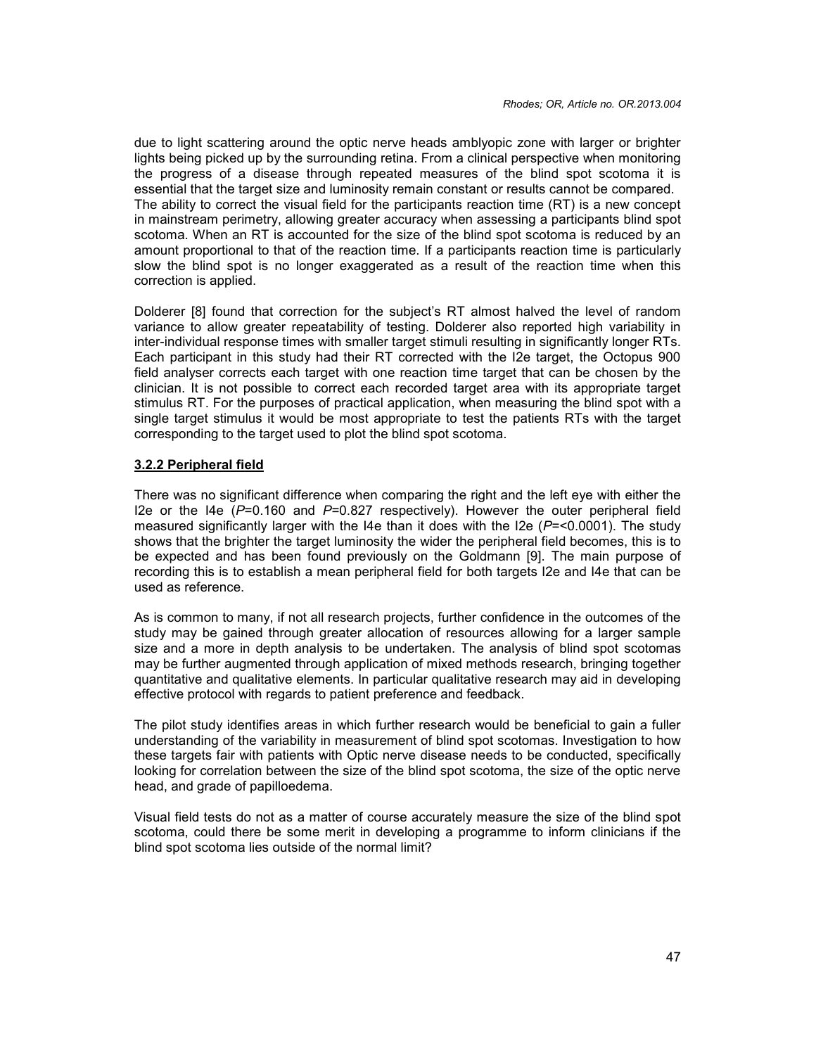due to light scattering around the optic nerve heads amblyopic zone with larger or brighter lights being picked up by the surrounding retina. From a clinical perspective when monitoring the progress of a disease through repeated measures of the blind spot scotoma it is essential that the target size and luminosity remain constant or results cannot be compared.
The ability to correct the visual field for the participants reaction time (RT) is a new concept in mainstream perimetry, allowing greater accuracy when assessing a participants blind spot scotoma. When an RT is accounted for the size of the blind spot scotoma is reduced by an amount proportional to that of the reaction time. If a participants reaction time is particularly slow the blind spot is no longer exaggerated as a result of the reaction time when this correction is applied.

Dolderer [8] found that correction for the subject's RT almost halved the level of random variance to allow greater repeatability of testing. Dolderer also reported high variability in inter-individual response times with smaller target stimuli resulting in significantly longer RTs. Each participant in this study had their RT corrected with the I2e target, the Octopus 900 field analyser corrects each target with one reaction time target that can be chosen by the clinician. It is not possible to correct each recorded target area with its appropriate target stimulus RT. For the purposes of practical application, when measuring the blind spot with a single target stimulus it would be most appropriate to test the patients RTs with the target corresponding to the target used to plot the blind spot scotoma.

### 3.2.2 Peripheral field

There was no significant difference when comparing the right and the left eye with either the I2e or the I4e ($P$=0.160 and $P$=0.827 respectively). However the outer peripheral field measured significantly larger with the I4e than it does with the I2e ($P$=<0.0001). The study shows that the brighter the target luminosity the wider the peripheral field becomes, this is to be expected and has been found previously on the Goldmann [9]. The main purpose of recording this is to establish a mean peripheral field for both targets I2e and I4e that can be used as reference.

As is common to many, if not all research projects, further confidence in the outcomes of the study may be gained through greater allocation of resources allowing for a larger sample size and a more in depth analysis to be undertaken. The analysis of blind spot scotomas may be further augmented through application of mixed methods research, bringing together quantitative and qualitative elements. In particular qualitative research may aid in developing effective protocol with regards to patient preference and feedback.

The pilot study identifies areas in which further research would be beneficial to gain a fuller understanding of the variability in measurement of blind spot scotomas. Investigation to how these targets fair with patients with Optic nerve disease needs to be conducted, specifically looking for correlation between the size of the blind spot scotoma, the size of the optic nerve head, and grade of papilloedema.

Visual field tests do not as a matter of course accurately measure the size of the blind spot scotoma, could there be some merit in developing a programme to inform clinicians if the blind spot scotoma lies outside of the normal limit?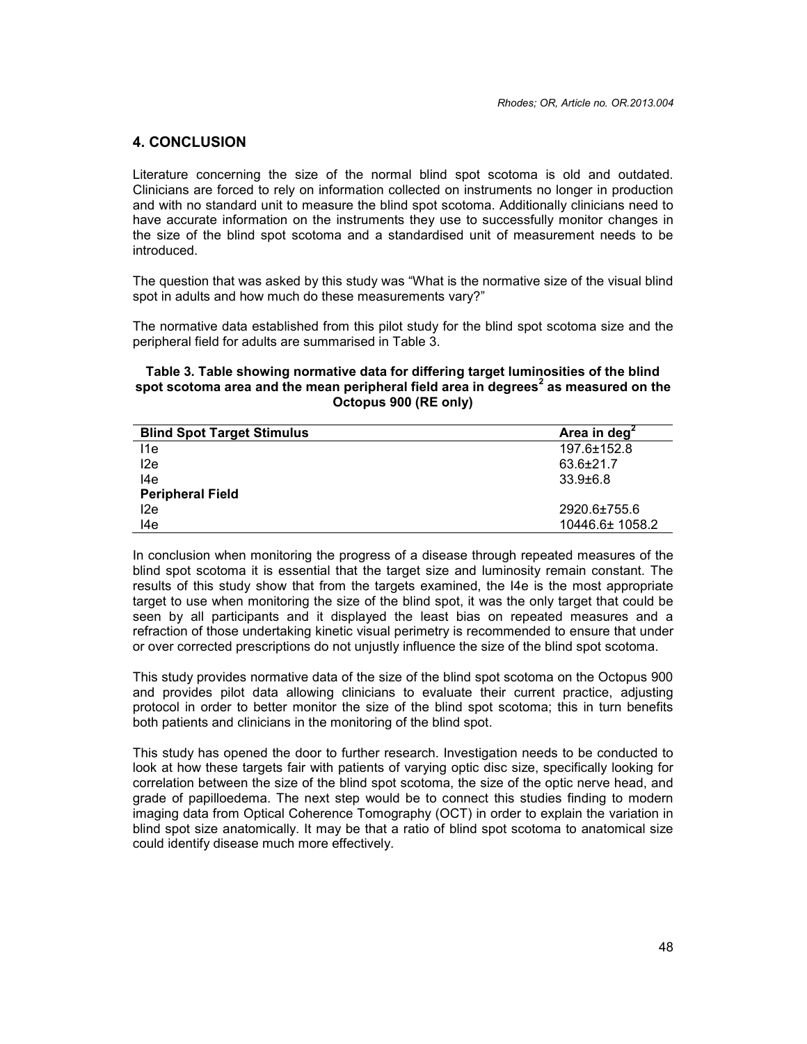## 4. CONCLUSION

Literature concerning the size of the normal blind spot scotoma is old and outdated. Clinicians are forced to rely on information collected on instruments no longer in production and with no standard unit to measure the blind spot scotoma. Additionally clinicians need to have accurate information on the instruments they use to successfully monitor changes in the size of the blind spot scotoma and a standardised unit of measurement needs to be introduced.

The question that was asked by this study was "What is the normative size of the visual blind spot in adults and how much do these measurements vary?"

The normative data established from this pilot study for the blind spot scotoma size and the peripheral field for adults are summarised in Table 3.

**Table 3. Table showing normative data for differing target luminosities of the blind spot scotoma area and the mean peripheral field area in degrees$^2$ as measured on the Octopus 900 (RE only)**

| Blind Spot Target Stimulus | Area in deg$^2$ |
|---|---|
| I1e | 197.6±152.8 |
| I2e | 63.6±21.7 |
| I4e | 33.9±6.8 |
| **Peripheral Field** | |
| I2e | 2920.6±755.6 |
| I4e | 10446.6± 1058.2 |

In conclusion when monitoring the progress of a disease through repeated measures of the blind spot scotoma it is essential that the target size and luminosity remain constant. The results of this study show that from the targets examined, the I4e is the most appropriate target to use when monitoring the size of the blind spot, it was the only target that could be seen by all participants and it displayed the least bias on repeated measures and a refraction of those undertaking kinetic visual perimetry is recommended to ensure that under or over corrected prescriptions do not unjustly influence the size of the blind spot scotoma.

This study provides normative data of the size of the blind spot scotoma on the Octopus 900 and provides pilot data allowing clinicians to evaluate their current practice, adjusting protocol in order to better monitor the size of the blind spot scotoma; this in turn benefits both patients and clinicians in the monitoring of the blind spot.

This study has opened the door to further research. Investigation needs to be conducted to look at how these targets fair with patients of varying optic disc size, specifically looking for correlation between the size of the blind spot scotoma, the size of the optic nerve head, and grade of papilloedema. The next step would be to connect this studies finding to modern imaging data from Optical Coherence Tomography (OCT) in order to explain the variation in blind spot size anatomically. It may be that a ratio of blind spot scotoma to anatomical size could identify disease much more effectively.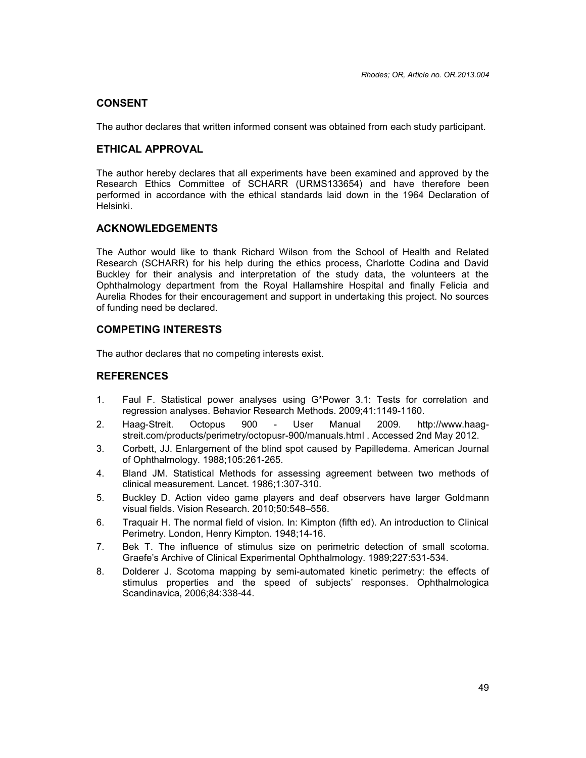## CONSENT

The author declares that written informed consent was obtained from each study participant.

## ETHICAL APPROVAL

The author hereby declares that all experiments have been examined and approved by the Research Ethics Committee of SCHARR (URMS133654) and have therefore been performed in accordance with the ethical standards laid down in the 1964 Declaration of Helsinki.

## ACKNOWLEDGEMENTS

The Author would like to thank Richard Wilson from the School of Health and Related Research (SCHARR) for his help during the ethics process, Charlotte Codina and David Buckley for their analysis and interpretation of the study data, the volunteers at the Ophthalmology department from the Royal Hallamshire Hospital and finally Felicia and Aurelia Rhodes for their encouragement and support in undertaking this project. No sources of funding need be declared.

## COMPETING INTERESTS

The author declares that no competing interests exist.

## REFERENCES

1. Faul F. Statistical power analyses using G*Power 3.1: Tests for correlation and regression analyses. Behavior Research Methods. 2009;41:1149-1160.
2. Haag-Streit. Octopus 900 - User Manual 2009. http://www.haag-streit.com/products/perimetry/octopusr-900/manuals.html . Accessed 2nd May 2012.
3. Corbett, JJ. Enlargement of the blind spot caused by Papilledema. American Journal of Ophthalmology. 1988;105:261-265.
4. Bland JM. Statistical Methods for assessing agreement between two methods of clinical measurement. Lancet. 1986;1:307-310.
5. Buckley D. Action video game players and deaf observers have larger Goldmann visual fields. Vision Research. 2010;50:548–556.
6. Traquair H. The normal field of vision. In: Kimpton (fifth ed). An introduction to Clinical Perimetry. London, Henry Kimpton. 1948;14-16.
7. Bek T. The influence of stimulus size on perimetric detection of small scotoma. Graefe's Archive of Clinical Experimental Ophthalmology. 1989;227:531-534.
8. Dolderer J. Scotoma mapping by semi-automated kinetic perimetry: the effects of stimulus properties and the speed of subjects' responses. Ophthalmologica Scandinavica, 2006;84:338-44.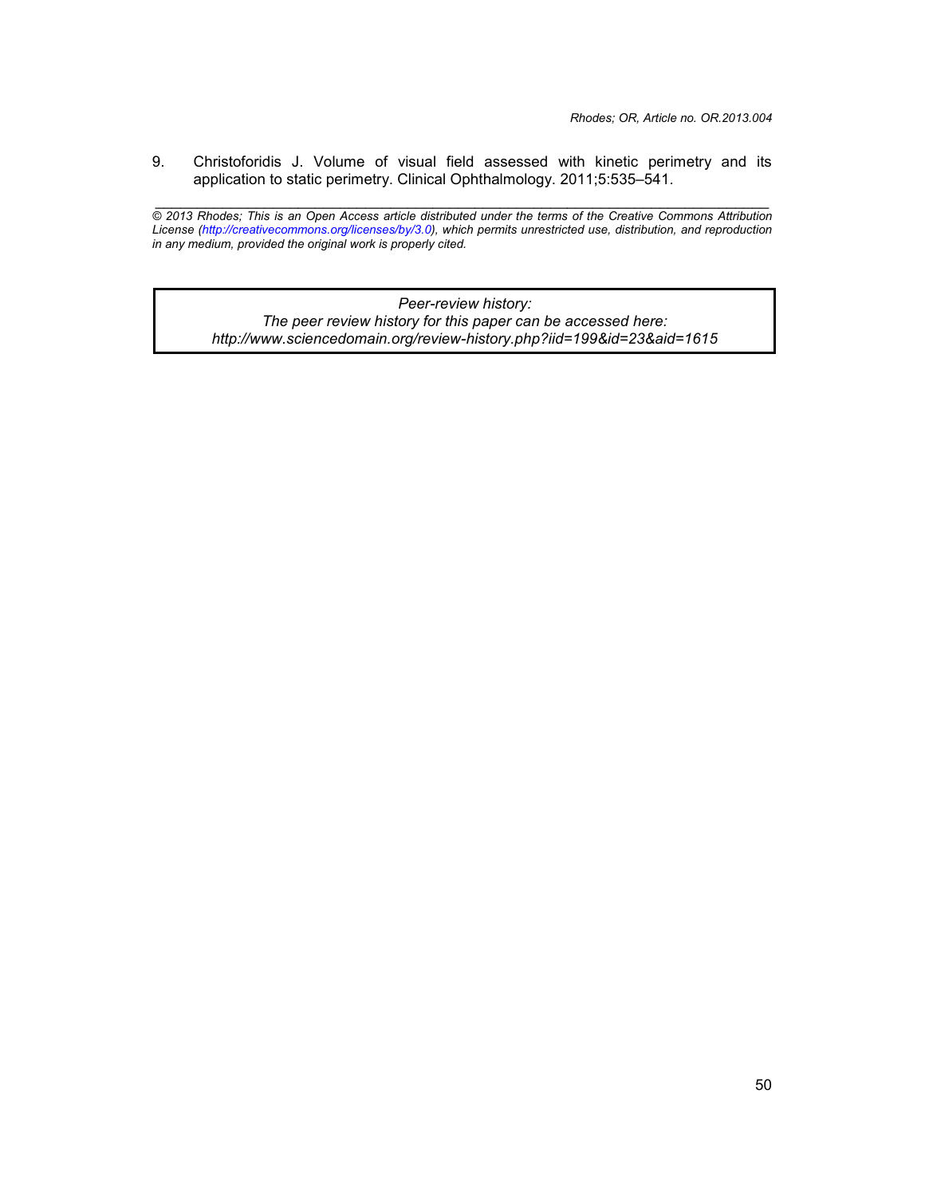9. Christoforidis J. Volume of visual field assessed with kinetic perimetry and its application to static perimetry. Clinical Ophthalmology. 2011;5:535–541.

---

*© 2013 Rhodes; This is an Open Access article distributed under the terms of the Creative Commons Attribution License (http://creativecommons.org/licenses/by/3.0), which permits unrestricted use, distribution, and reproduction in any medium, provided the original work is properly cited.*

*Peer-review history:*
*The peer review history for this paper can be accessed here:*
*http://www.sciencedomain.org/review-history.php?iid=199&id=23&aid=1615*